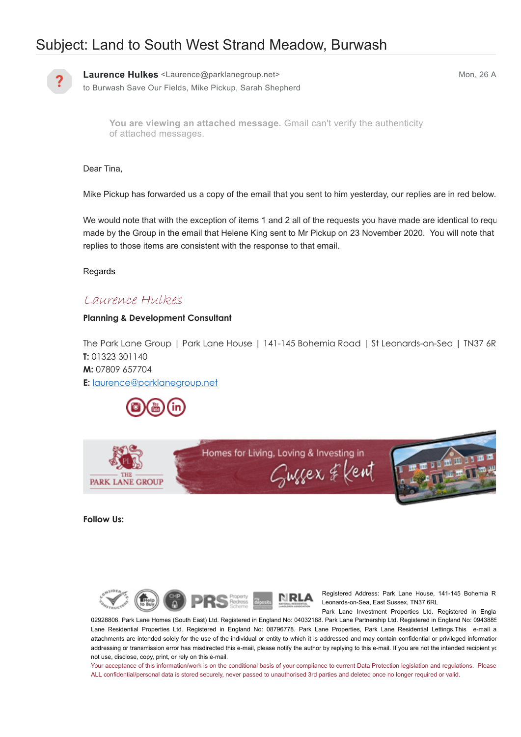# Subject: Land to South West Strand Meadow, Burwash

**Laurence Hulkes** <Laurence@parklanegroup.net>
to Burwash Save Our Fields, Mike Pickup, Sarah Shepherd

Mon, 26 A

**You are viewing an attached message.** Gmail can't verify the authenticity of attached messages.

Dear Tina,

Mike Pickup has forwarded us a copy of the email that you sent to him yesterday, our replies are in red below.

We would note that with the exception of items 1 and 2 all of the requests you have made are identical to requ made by the Group in the email that Helene King sent to Mr Pickup on 23 November 2020. You will note that replies to those items are consistent with the response to that email.

Regards

*Laurence Hulkes*

**Planning & Development Consultant**

The Park Lane Group | Park Lane House | 141-145 Bohemia Road | St Leonards-on-Sea | TN37 6R
**T:** 01323 301140
**M:** 07809 657704
**E:** laurence@parklanegroup.net

THE PARK LANE GROUP — Homes for Living, Loving & Investing in Sussex & Kent

**Follow Us:**

Registered Address: Park Lane House, 141-145 Bohemia R Leonards-on-Sea, East Sussex, TN37 6RL
Park Lane Investment Properties Ltd. Registered in Engla 02928806. Park Lane Homes (South East) Ltd. Registered in England No: 04032168. Park Lane Partnership Ltd. Registered in England No: 0943885 Lane Residential Properties Ltd. Registered in England No: 08796778. Park Lane Properties, Park Lane Residential Lettings.This e-mail a attachments are intended solely for the use of the individual or entity to which it is addressed and may contain confidential or privileged informatio addressing or transmission error has misdirected this e-mail, please notify the author by replying to this e-mail. If you are not the intended recipient yc not use, disclose, copy, print, or rely on this e-mail.
Your acceptance of this information/work is on the conditional basis of your compliance to current Data Protection legislation and regulations. Please ALL confidential/personal data is stored securely, never passed to unauthorised 3rd parties and deleted once no longer required or valid.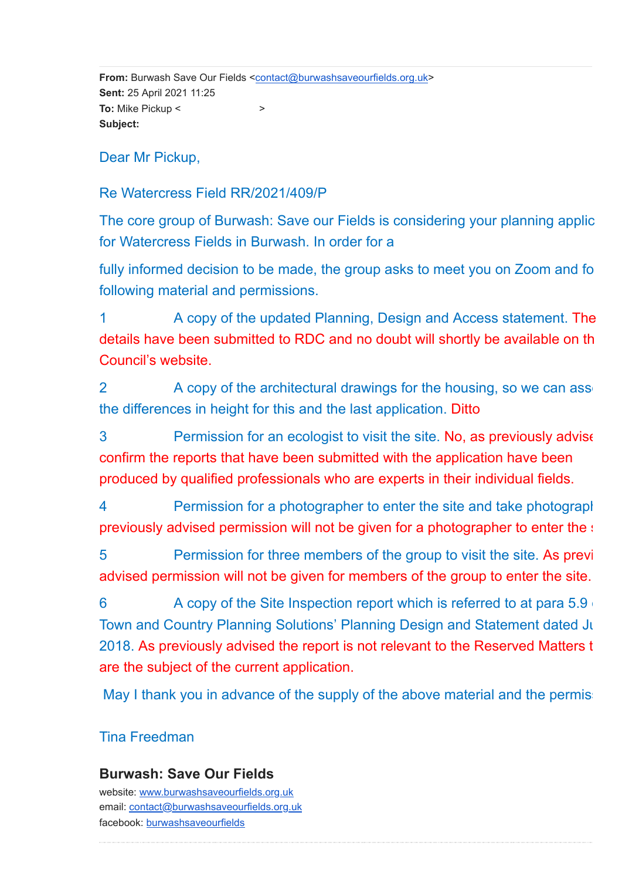**From:** Burwash Save Our Fields <contact@burwashsaveourfields.org.uk>
**Sent:** 25 April 2021 11:25
**To:** Mike Pickup < >
**Subject:**

Dear Mr Pickup,

Re Watercress Field RR/2021/409/P

The core group of Burwash: Save our Fields is considering your planning applic for Watercress Fields in Burwash. In order for a

fully informed decision to be made, the group asks to meet you on Zoom and fo following material and permissions.

1 A copy of the updated Planning, Design and Access statement. The details have been submitted to RDC and no doubt will shortly be available on th Council's website.

2 A copy of the architectural drawings for the housing, so we can ass the differences in height for this and the last application. Ditto

3 Permission for an ecologist to visit the site. No, as previously advise confirm the reports that have been submitted with the application have been produced by qualified professionals who are experts in their individual fields.

4 Permission for a photographer to enter the site and take photograpl previously advised permission will not be given for a photographer to enter the s

5 Permission for three members of the group to visit the site. As previ advised permission will not be given for members of the group to enter the site.

6 A copy of the Site Inspection report which is referred to at para 5.9 Town and Country Planning Solutions' Planning Design and Statement dated Ju 2018. As previously advised the report is not relevant to the Reserved Matters t are the subject of the current application.

May I thank you in advance of the supply of the above material and the permis

Tina Freedman

**Burwash: Save Our Fields**
website: www.burwashsaveourfields.org.uk
email: contact@burwashsaveourfields.org.uk
facebook: burwashsaveourfields